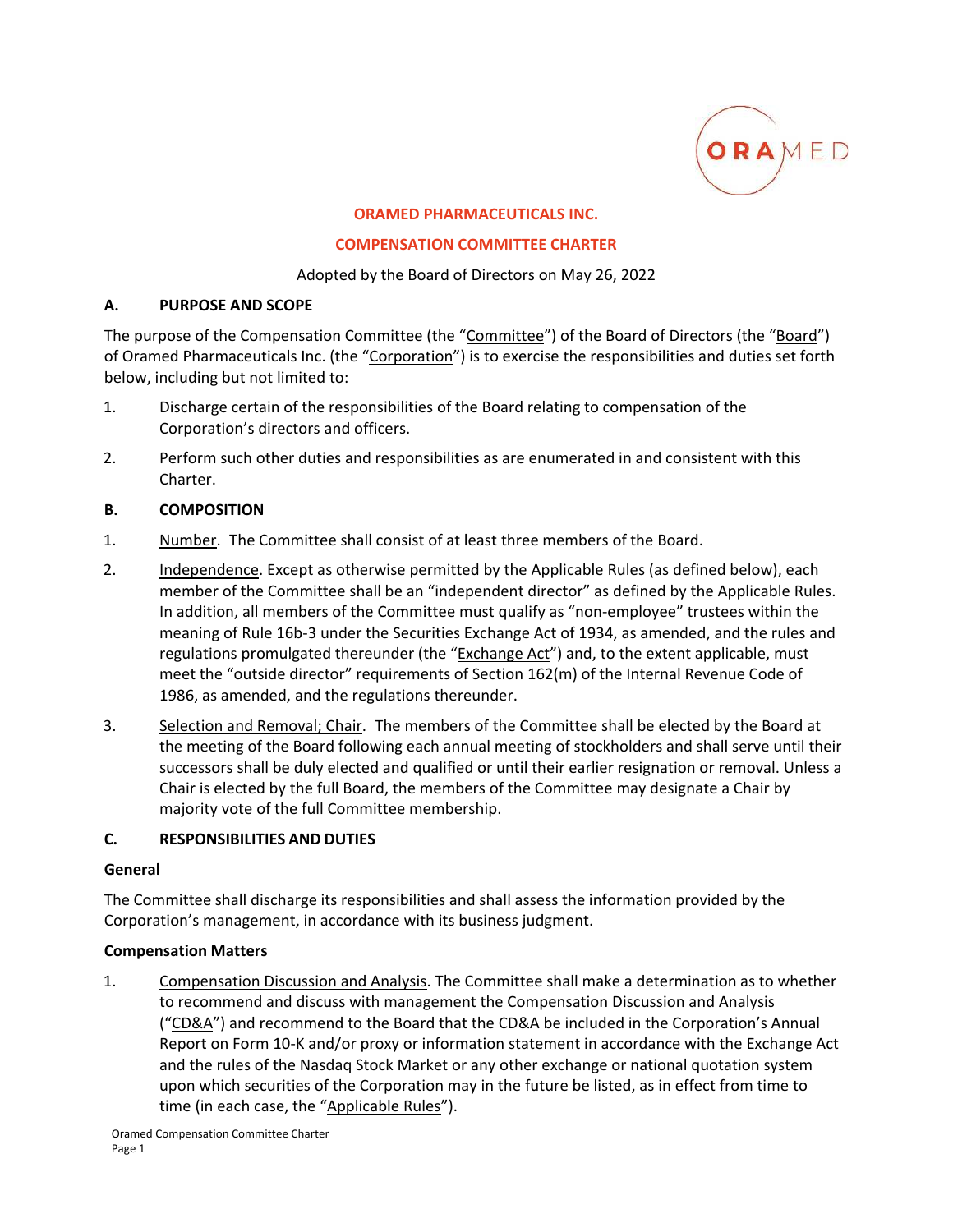**ORAMED PHARMACEUTICALS INC.**

**COMPENSATION COMMITTEE CHARTER**

Adopted by the Board of Directors on May 26, 2022

## A. PURPOSE AND SCOPE

The purpose of the Compensation Committee (the "Committee") of the Board of Directors (the "Board") of Oramed Pharmaceuticals Inc. (the "Corporation") is to exercise the responsibilities and duties set forth below, including but not limited to:

1. Discharge certain of the responsibilities of the Board relating to compensation of the Corporation's directors and officers.
2. Perform such other duties and responsibilities as are enumerated in and consistent with this Charter.

## B. COMPOSITION

1. Number. The Committee shall consist of at least three members of the Board.
2. Independence. Except as otherwise permitted by the Applicable Rules (as defined below), each member of the Committee shall be an "independent director" as defined by the Applicable Rules. In addition, all members of the Committee must qualify as "non-employee" trustees within the meaning of Rule 16b-3 under the Securities Exchange Act of 1934, as amended, and the rules and regulations promulgated thereunder (the "Exchange Act") and, to the extent applicable, must meet the "outside director" requirements of Section 162(m) of the Internal Revenue Code of 1986, as amended, and the regulations thereunder.
3. Selection and Removal; Chair. The members of the Committee shall be elected by the Board at the meeting of the Board following each annual meeting of stockholders and shall serve until their successors shall be duly elected and qualified or until their earlier resignation or removal. Unless a Chair is elected by the full Board, the members of the Committee may designate a Chair by majority vote of the full Committee membership.

## C. RESPONSIBILITIES AND DUTIES

### General

The Committee shall discharge its responsibilities and shall assess the information provided by the Corporation's management, in accordance with its business judgment.

### Compensation Matters

1. Compensation Discussion and Analysis. The Committee shall make a determination as to whether to recommend and discuss with management the Compensation Discussion and Analysis ("CD&A") and recommend to the Board that the CD&A be included in the Corporation's Annual Report on Form 10-K and/or proxy or information statement in accordance with the Exchange Act and the rules of the Nasdaq Stock Market or any other exchange or national quotation system upon which securities of the Corporation may in the future be listed, as in effect from time to time (in each case, the "Applicable Rules").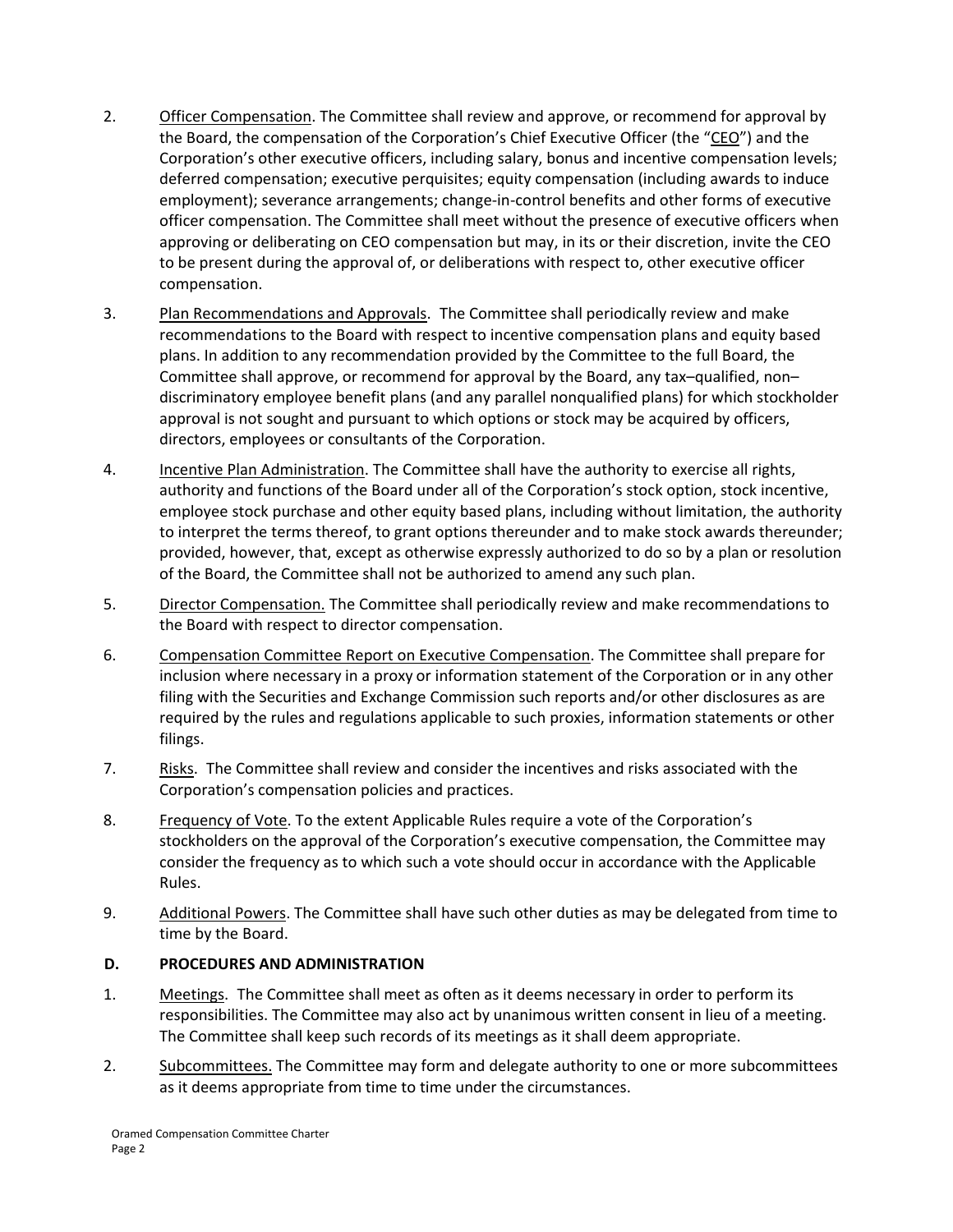2. Officer Compensation. The Committee shall review and approve, or recommend for approval by the Board, the compensation of the Corporation's Chief Executive Officer (the "CEO") and the Corporation's other executive officers, including salary, bonus and incentive compensation levels; deferred compensation; executive perquisites; equity compensation (including awards to induce employment); severance arrangements; change-in-control benefits and other forms of executive officer compensation. The Committee shall meet without the presence of executive officers when approving or deliberating on CEO compensation but may, in its or their discretion, invite the CEO to be present during the approval of, or deliberations with respect to, other executive officer compensation.

3. Plan Recommendations and Approvals. The Committee shall periodically review and make recommendations to the Board with respect to incentive compensation plans and equity based plans. In addition to any recommendation provided by the Committee to the full Board, the Committee shall approve, or recommend for approval by the Board, any tax–qualified, non–discriminatory employee benefit plans (and any parallel nonqualified plans) for which stockholder approval is not sought and pursuant to which options or stock may be acquired by officers, directors, employees or consultants of the Corporation.

4. Incentive Plan Administration. The Committee shall have the authority to exercise all rights, authority and functions of the Board under all of the Corporation's stock option, stock incentive, employee stock purchase and other equity based plans, including without limitation, the authority to interpret the terms thereof, to grant options thereunder and to make stock awards thereunder; provided, however, that, except as otherwise expressly authorized to do so by a plan or resolution of the Board, the Committee shall not be authorized to amend any such plan.

5. Director Compensation. The Committee shall periodically review and make recommendations to the Board with respect to director compensation.

6. Compensation Committee Report on Executive Compensation. The Committee shall prepare for inclusion where necessary in a proxy or information statement of the Corporation or in any other filing with the Securities and Exchange Commission such reports and/or other disclosures as are required by the rules and regulations applicable to such proxies, information statements or other filings.

7. Risks. The Committee shall review and consider the incentives and risks associated with the Corporation's compensation policies and practices.

8. Frequency of Vote. To the extent Applicable Rules require a vote of the Corporation's stockholders on the approval of the Corporation's executive compensation, the Committee may consider the frequency as to which such a vote should occur in accordance with the Applicable Rules.

9. Additional Powers. The Committee shall have such other duties as may be delegated from time to time by the Board.

## D. PROCEDURES AND ADMINISTRATION

1. Meetings. The Committee shall meet as often as it deems necessary in order to perform its responsibilities. The Committee may also act by unanimous written consent in lieu of a meeting. The Committee shall keep such records of its meetings as it shall deem appropriate.

2. Subcommittees. The Committee may form and delegate authority to one or more subcommittees as it deems appropriate from time to time under the circumstances.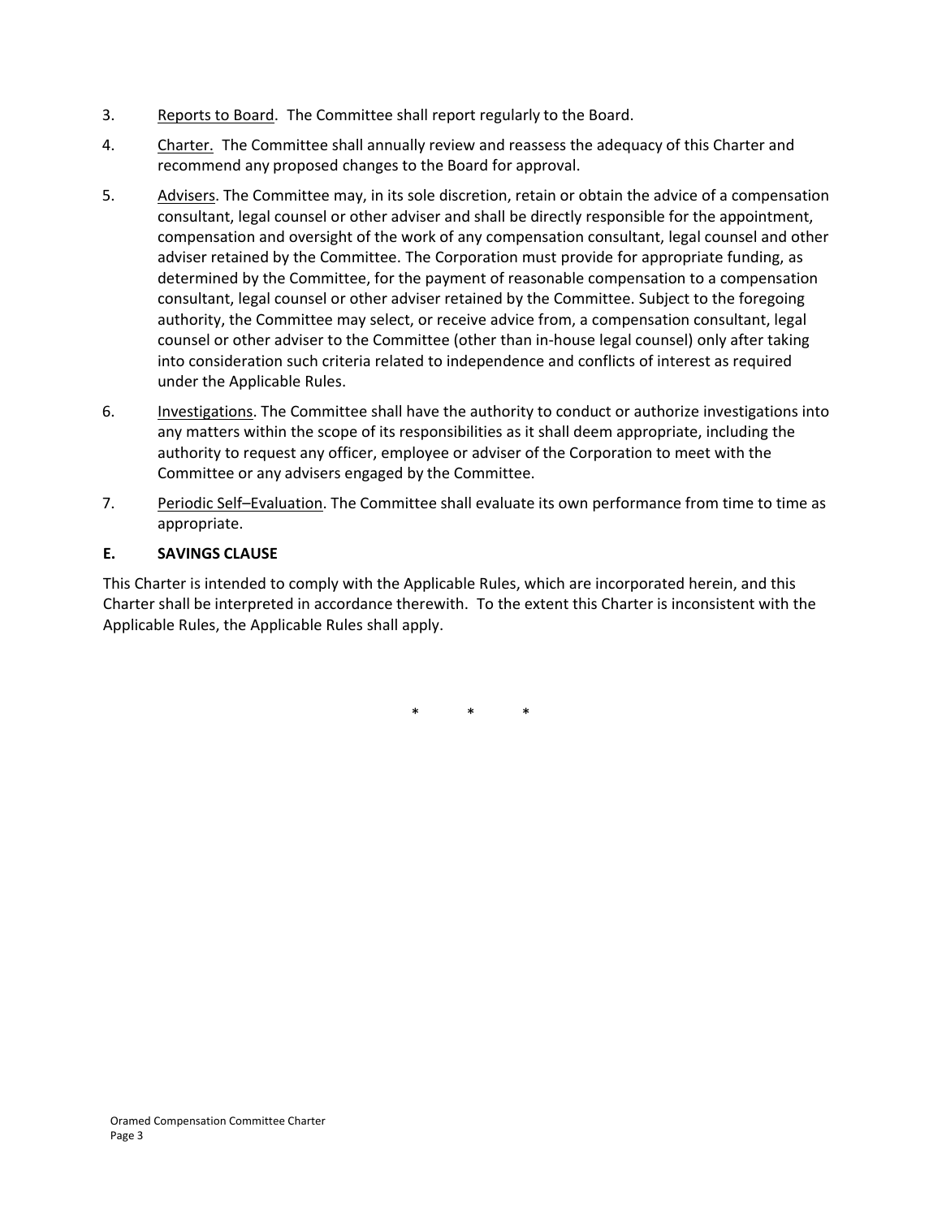3. Reports to Board. The Committee shall report regularly to the Board.

4. Charter. The Committee shall annually review and reassess the adequacy of this Charter and recommend any proposed changes to the Board for approval.

5. Advisers. The Committee may, in its sole discretion, retain or obtain the advice of a compensation consultant, legal counsel or other adviser and shall be directly responsible for the appointment, compensation and oversight of the work of any compensation consultant, legal counsel and other adviser retained by the Committee. The Corporation must provide for appropriate funding, as determined by the Committee, for the payment of reasonable compensation to a compensation consultant, legal counsel or other adviser retained by the Committee. Subject to the foregoing authority, the Committee may select, or receive advice from, a compensation consultant, legal counsel or other adviser to the Committee (other than in-house legal counsel) only after taking into consideration such criteria related to independence and conflicts of interest as required under the Applicable Rules.

6. Investigations. The Committee shall have the authority to conduct or authorize investigations into any matters within the scope of its responsibilities as it shall deem appropriate, including the authority to request any officer, employee or adviser of the Corporation to meet with the Committee or any advisers engaged by the Committee.

7. Periodic Self–Evaluation. The Committee shall evaluate its own performance from time to time as appropriate.

## E. SAVINGS CLAUSE

This Charter is intended to comply with the Applicable Rules, which are incorporated herein, and this Charter shall be interpreted in accordance therewith. To the extent this Charter is inconsistent with the Applicable Rules, the Applicable Rules shall apply.

\* \* \*